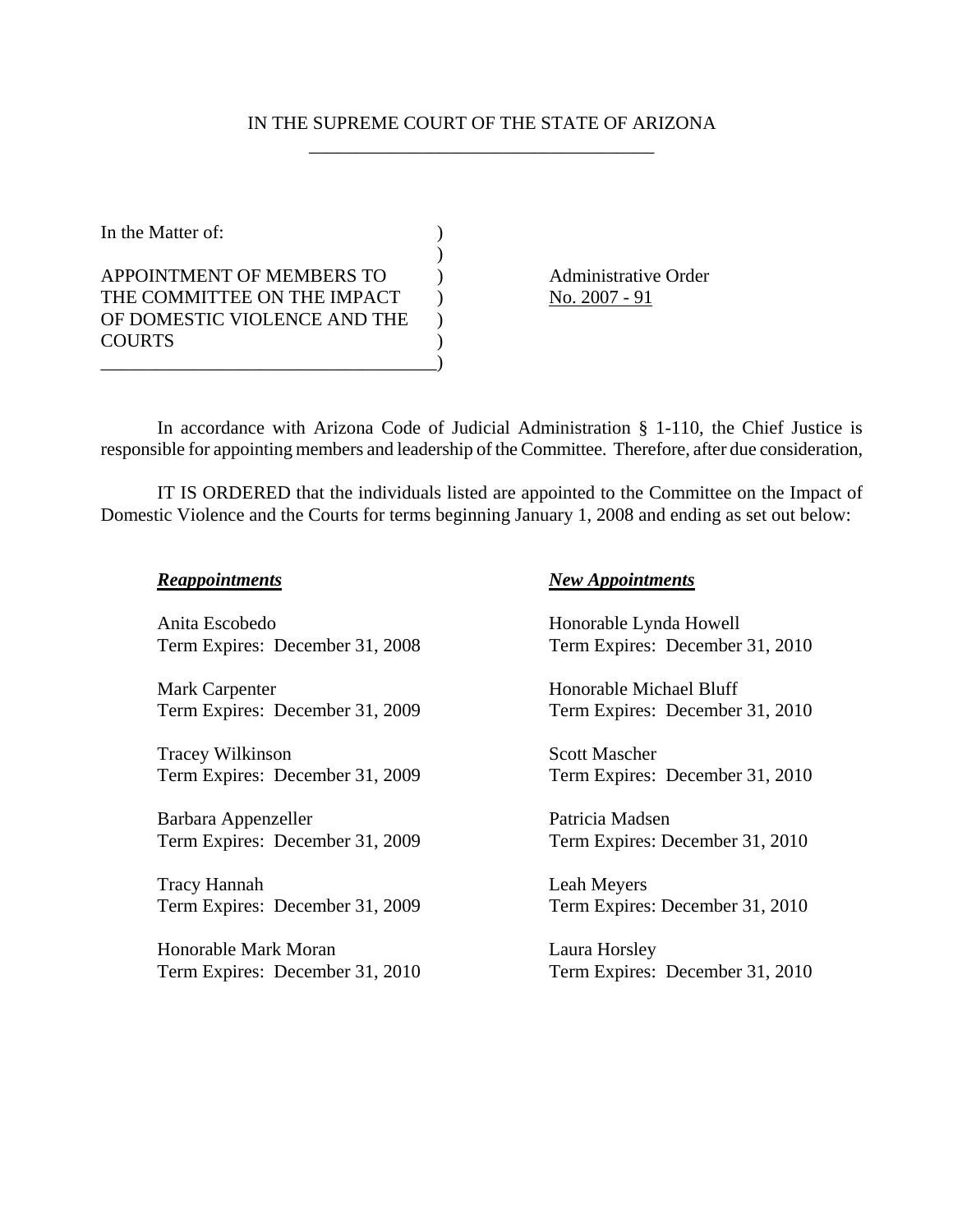# IN THE SUPREME COURT OF THE STATE OF ARIZONA

In the Matter of:

APPOINTMENT OF MEMBERS TO THE COMMITTEE ON THE IMPACT OF DOMESTIC VIOLENCE AND THE COURTS

Administrative Order No. 2007 - 91

In accordance with Arizona Code of Judicial Administration § 1-110, the Chief Justice is responsible for appointing members and leadership of the Committee. Therefore, after due consideration,

IT IS ORDERED that the individuals listed are appointed to the Committee on the Impact of Domestic Violence and the Courts for terms beginning January 1, 2008 and ending as set out below:

***Reappointments***

Anita Escobedo
Term Expires: December 31, 2008

Mark Carpenter
Term Expires: December 31, 2009

Tracey Wilkinson
Term Expires: December 31, 2009

Barbara Appenzeller
Term Expires: December 31, 2009

Tracy Hannah
Term Expires: December 31, 2009

Honorable Mark Moran
Term Expires: December 31, 2010

***New Appointments***

Honorable Lynda Howell
Term Expires: December 31, 2010

Honorable Michael Bluff
Term Expires: December 31, 2010

Scott Mascher
Term Expires: December 31, 2010

Patricia Madsen
Term Expires: December 31, 2010

Leah Meyers
Term Expires: December 31, 2010

Laura Horsley
Term Expires: December 31, 2010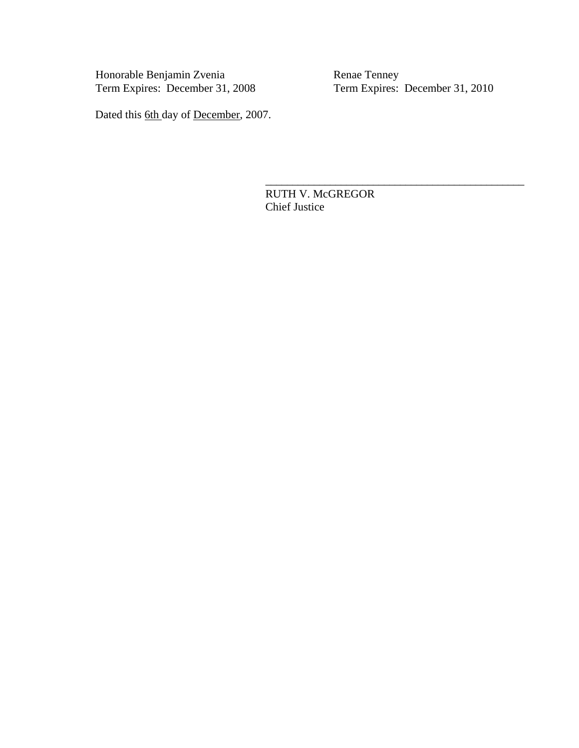Honorable Benjamin Zvenia
Term Expires: December 31, 2008

Renae Tenney
Term Expires: December 31, 2010

Dated this 6th day of December, 2007.

\_\_\_\_\_\_\_\_\_\_\_\_\_\_\_\_\_\_\_\_\_\_\_\_\_\_\_\_\_\_\_\_\_\_\_\_\_\_\_\_\_\_\_\_\_\_

RUTH V. McGREGOR
Chief Justice